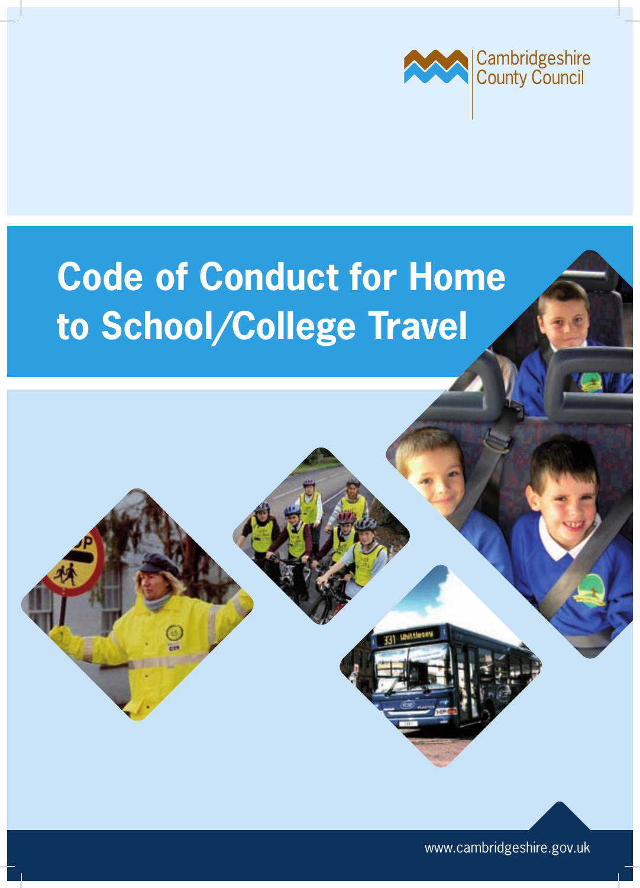Cambridgeshire County Council

# Code of Conduct for Home to School/College Travel

www.cambridgeshire.gov.uk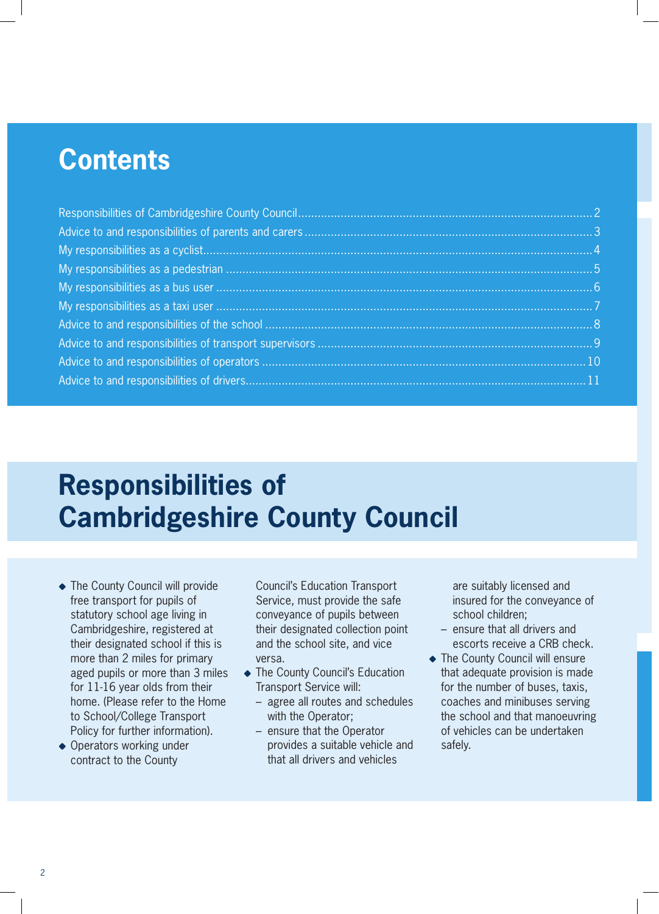# Contents

Responsibilities of Cambridgeshire County Council .......... 2
Advice to and responsibilities of parents and carers .......... 3
My responsibilities as a cyclist .......... 4
My responsibilities as a pedestrian .......... 5
My responsibilities as a bus user .......... 6
My responsibilities as a taxi user .......... 7
Advice to and responsibilities of the school .......... 8
Advice to and responsibilities of transport supervisors .......... 9
Advice to and responsibilities of operators .......... 10
Advice to and responsibilities of drivers .......... 11

# Responsibilities of Cambridgeshire County Council

- The County Council will provide free transport for pupils of statutory school age living in Cambridgeshire, registered at their designated school if this is more than 2 miles for primary aged pupils or more than 3 miles for 11-16 year olds from their home. (Please refer to the Home to School/College Transport Policy for further information).
- Operators working under contract to the County Council's Education Transport Service, must provide the safe conveyance of pupils between their designated collection point and the school site, and vice versa.
- The County Council's Education Transport Service will:
  - agree all routes and schedules with the Operator;
  - ensure that the Operator provides a suitable vehicle and that all drivers and vehicles are suitably licensed and insured for the conveyance of school children;
  - ensure that all drivers and escorts receive a CRB check.
- The County Council will ensure that adequate provision is made for the number of buses, taxis, coaches and minibuses serving the school and that manoeuvring of vehicles can be undertaken safely.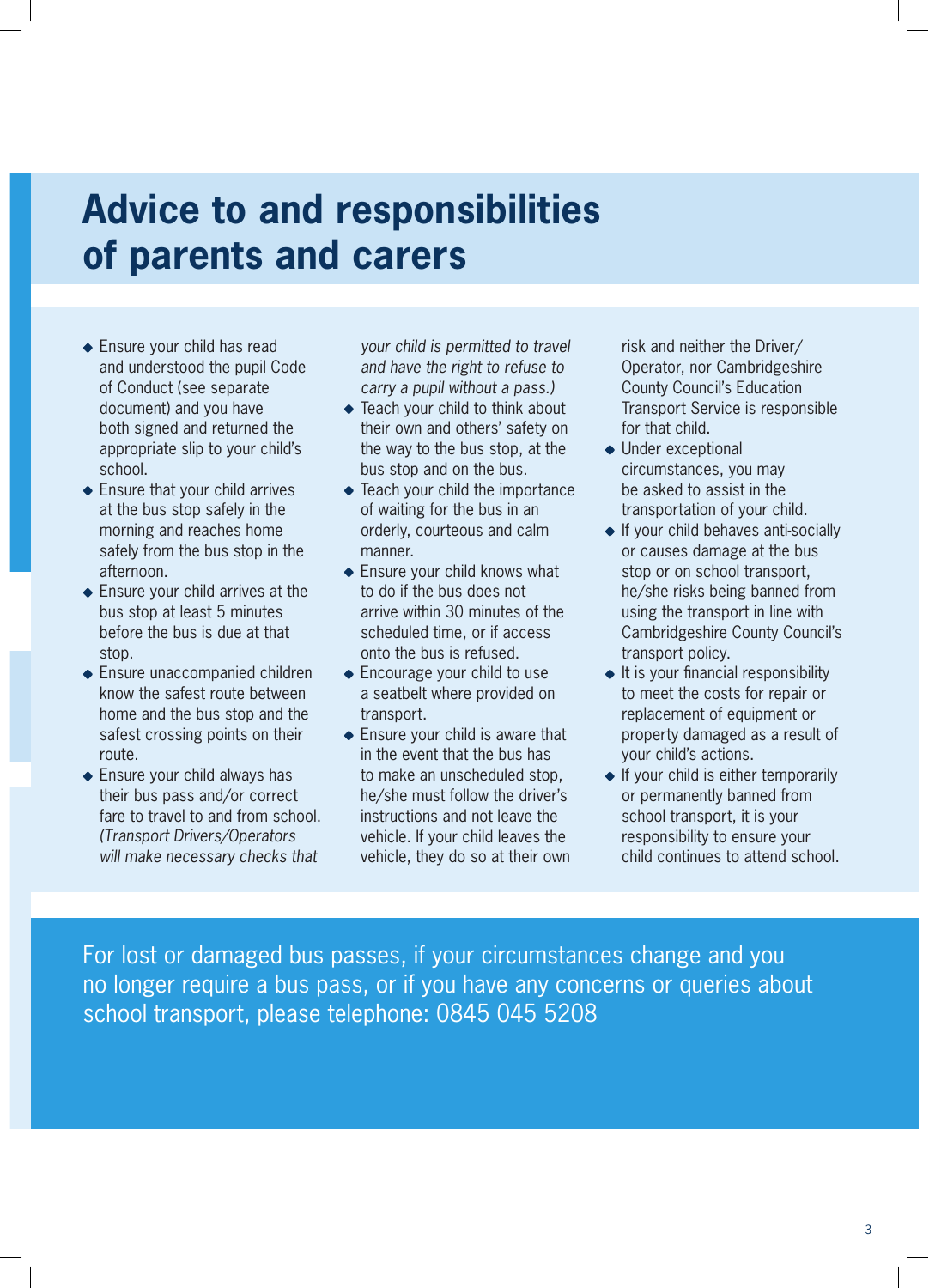# Advice to and responsibilities of parents and carers

- Ensure your child has read and understood the pupil Code of Conduct (see separate document) and you have both signed and returned the appropriate slip to your child's school.
- Ensure that your child arrives at the bus stop safely in the morning and reaches home safely from the bus stop in the afternoon.
- Ensure your child arrives at the bus stop at least 5 minutes before the bus is due at that stop.
- Ensure unaccompanied children know the safest route between home and the bus stop and the safest crossing points on their route.
- Ensure your child always has their bus pass and/or correct fare to travel to and from school. *(Transport Drivers/Operators will make necessary checks that your child is permitted to travel and have the right to refuse to carry a pupil without a pass.)*
- Teach your child to think about their own and others' safety on the way to the bus stop, at the bus stop and on the bus.
- Teach your child the importance of waiting for the bus in an orderly, courteous and calm manner.
- Ensure your child knows what to do if the bus does not arrive within 30 minutes of the scheduled time, or if access onto the bus is refused.
- Encourage your child to use a seatbelt where provided on transport.
- Ensure your child is aware that in the event that the bus has to make an unscheduled stop, he/she must follow the driver's instructions and not leave the vehicle. If your child leaves the vehicle, they do so at their own risk and neither the Driver/Operator, nor Cambridgeshire County Council's Education Transport Service is responsible for that child.
- Under exceptional circumstances, you may be asked to assist in the transportation of your child.
- If your child behaves anti-socially or causes damage at the bus stop or on school transport, he/she risks being banned from using the transport in line with Cambridgeshire County Council's transport policy.
- It is your financial responsibility to meet the costs for repair or replacement of equipment or property damaged as a result of your child's actions.
- If your child is either temporarily or permanently banned from school transport, it is your responsibility to ensure your child continues to attend school.

For lost or damaged bus passes, if your circumstances change and you no longer require a bus pass, or if you have any concerns or queries about school transport, please telephone: 0845 045 5208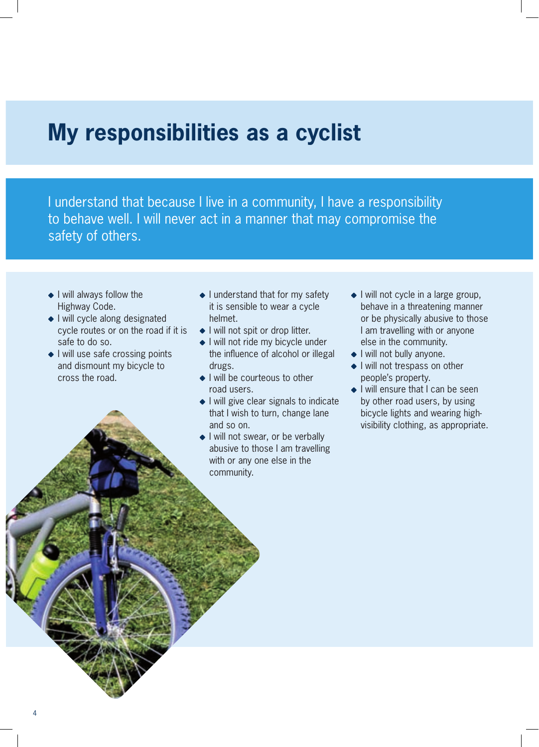# My responsibilities as a cyclist

I understand that because I live in a community, I have a responsibility to behave well. I will never act in a manner that may compromise the safety of others.

- I will always follow the Highway Code.
- I will cycle along designated cycle routes or on the road if it is safe to do so.
- I will use safe crossing points and dismount my bicycle to cross the road.
- I understand that for my safety it is sensible to wear a cycle helmet.
- I will not spit or drop litter.
- I will not ride my bicycle under the influence of alcohol or illegal drugs.
- I will be courteous to other road users.
- I will give clear signals to indicate that I wish to turn, change lane and so on.
- I will not swear, or be verbally abusive to those I am travelling with or any one else in the community.
- I will not cycle in a large group, behave in a threatening manner or be physically abusive to those I am travelling with or anyone else in the community.
- I will not bully anyone.
- I will not trespass on other people's property.
- I will ensure that I can be seen by other road users, by using bicycle lights and wearing high-visibility clothing, as appropriate.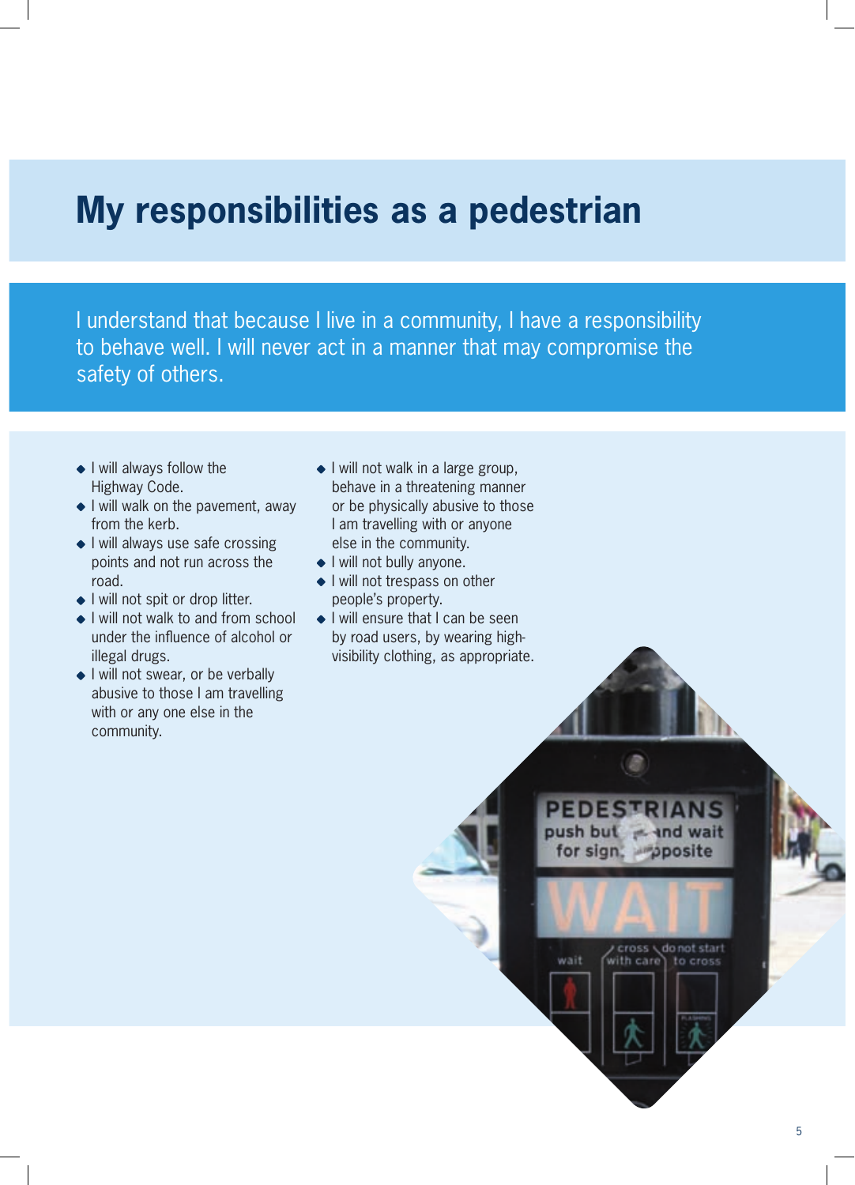# My responsibilities as a pedestrian

I understand that because I live in a community, I have a responsibility to behave well. I will never act in a manner that may compromise the safety of others.

- I will always follow the Highway Code.
- I will walk on the pavement, away from the kerb.
- I will always use safe crossing points and not run across the road.
- I will not spit or drop litter.
- I will not walk to and from school under the influence of alcohol or illegal drugs.
- I will not swear, or be verbally abusive to those I am travelling with or any one else in the community.
- I will not walk in a large group, behave in a threatening manner or be physically abusive to those I am travelling with or anyone else in the community.
- I will not bully anyone.
- I will not trespass on other people's property.
- I will ensure that I can be seen by road users, by wearing high-visibility clothing, as appropriate.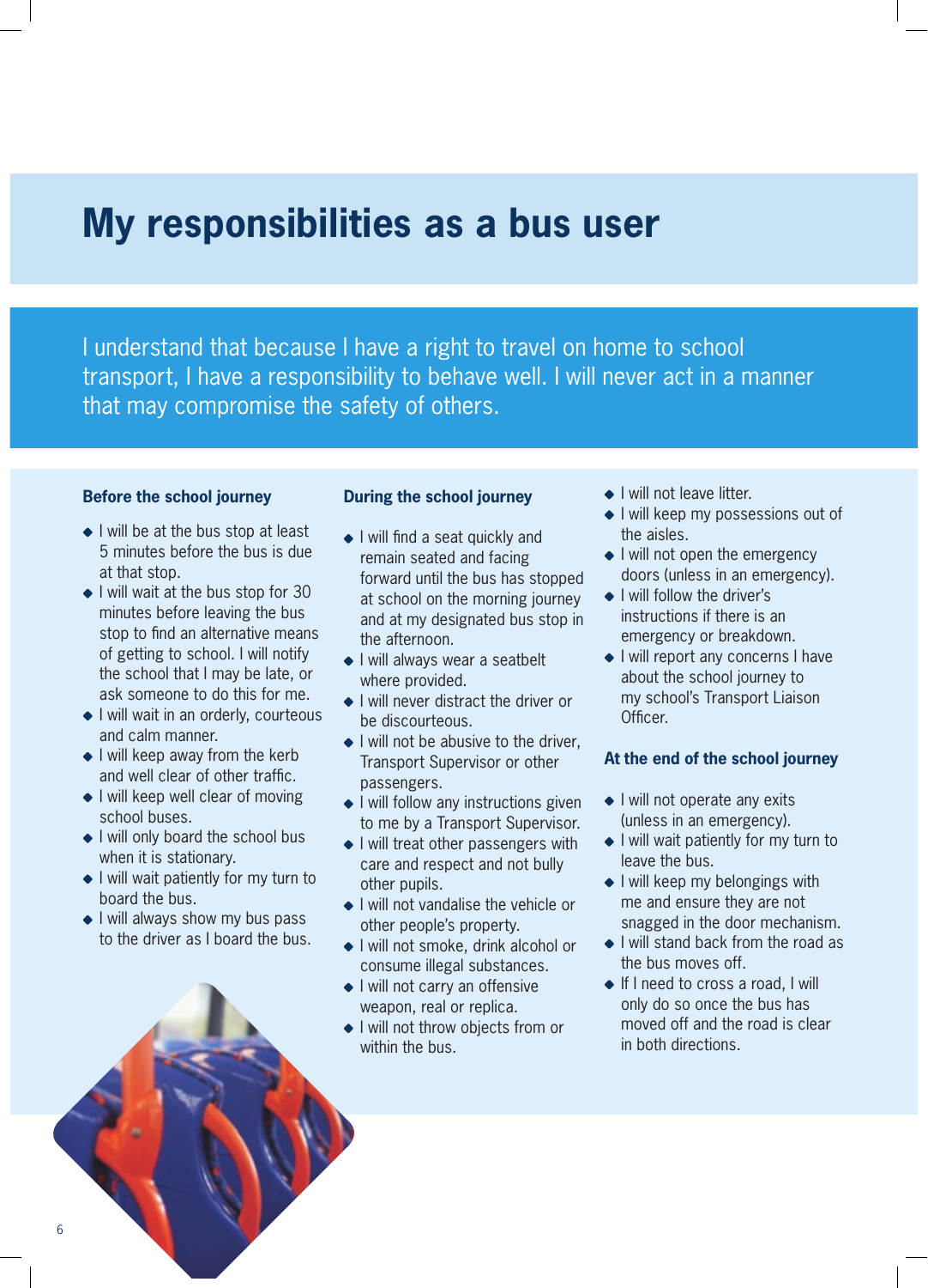# My responsibilities as a bus user

I understand that because I have a right to travel on home to school transport, I have a responsibility to behave well. I will never act in a manner that may compromise the safety of others.

### Before the school journey

- I will be at the bus stop at least 5 minutes before the bus is due at that stop.
- I will wait at the bus stop for 30 minutes before leaving the bus stop to find an alternative means of getting to school. I will notify the school that I may be late, or ask someone to do this for me.
- I will wait in an orderly, courteous and calm manner.
- I will keep away from the kerb and well clear of other traffic.
- I will keep well clear of moving school buses.
- I will only board the school bus when it is stationary.
- I will wait patiently for my turn to board the bus.
- I will always show my bus pass to the driver as I board the bus.

### During the school journey

- I will find a seat quickly and remain seated and facing forward until the bus has stopped at school on the morning journey and at my designated bus stop in the afternoon.
- I will always wear a seatbelt where provided.
- I will never distract the driver or be discourteous.
- I will not be abusive to the driver, Transport Supervisor or other passengers.
- I will follow any instructions given to me by a Transport Supervisor.
- I will treat other passengers with care and respect and not bully other pupils.
- I will not vandalise the vehicle or other people's property.
- I will not smoke, drink alcohol or consume illegal substances.
- I will not carry an offensive weapon, real or replica.
- I will not throw objects from or within the bus.
- I will not leave litter.
- I will keep my possessions out of the aisles.
- I will not open the emergency doors (unless in an emergency).
- I will follow the driver's instructions if there is an emergency or breakdown.
- I will report any concerns I have about the school journey to my school's Transport Liaison Officer.

### At the end of the school journey

- I will not operate any exits (unless in an emergency).
- I will wait patiently for my turn to leave the bus.
- I will keep my belongings with me and ensure they are not snagged in the door mechanism.
- I will stand back from the road as the bus moves off.
- If I need to cross a road, I will only do so once the bus has moved off and the road is clear in both directions.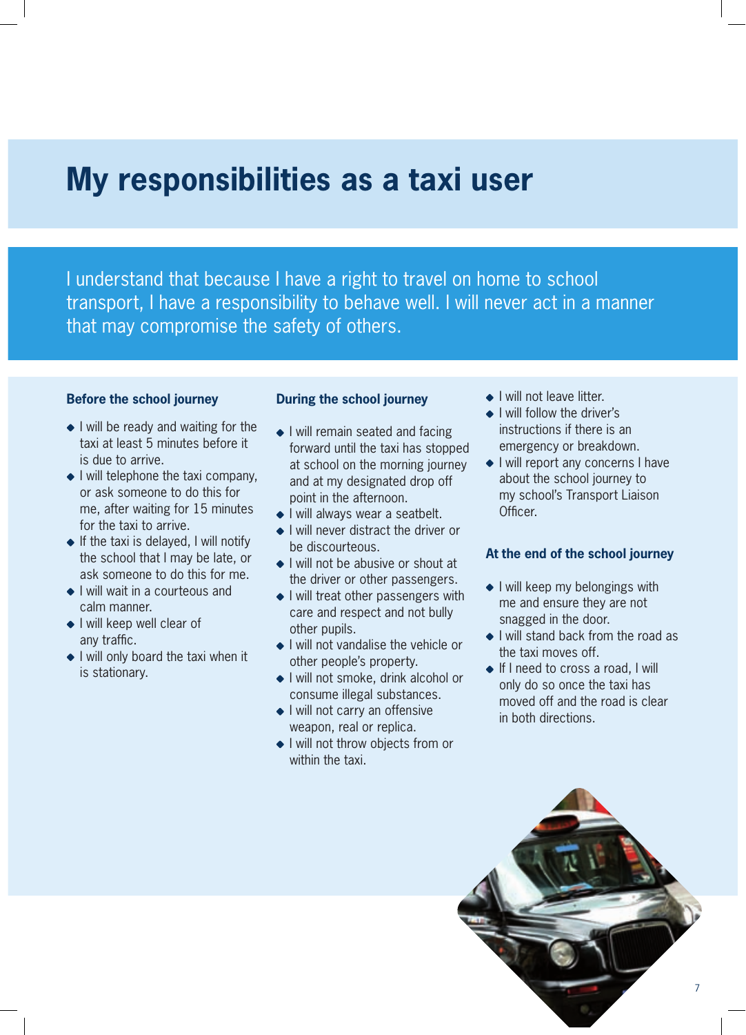# My responsibilities as a taxi user

I understand that because I have a right to travel on home to school transport, I have a responsibility to behave well. I will never act in a manner that may compromise the safety of others.

### Before the school journey

- I will be ready and waiting for the taxi at least 5 minutes before it is due to arrive.
- I will telephone the taxi company, or ask someone to do this for me, after waiting for 15 minutes for the taxi to arrive.
- If the taxi is delayed, I will notify the school that I may be late, or ask someone to do this for me.
- I will wait in a courteous and calm manner.
- I will keep well clear of any traffic.
- I will only board the taxi when it is stationary.

### During the school journey

- I will remain seated and facing forward until the taxi has stopped at school on the morning journey and at my designated drop off point in the afternoon.
- I will always wear a seatbelt.
- I will never distract the driver or be discourteous.
- I will not be abusive or shout at the driver or other passengers.
- I will treat other passengers with care and respect and not bully other pupils.
- I will not vandalise the vehicle or other people's property.
- I will not smoke, drink alcohol or consume illegal substances.
- I will not carry an offensive weapon, real or replica.
- I will not throw objects from or within the taxi.
- I will not leave litter.
- I will follow the driver's instructions if there is an emergency or breakdown.
- I will report any concerns I have about the school journey to my school's Transport Liaison Officer.

### At the end of the school journey

- I will keep my belongings with me and ensure they are not snagged in the door.
- I will stand back from the road as the taxi moves off.
- If I need to cross a road, I will only do so once the taxi has moved off and the road is clear in both directions.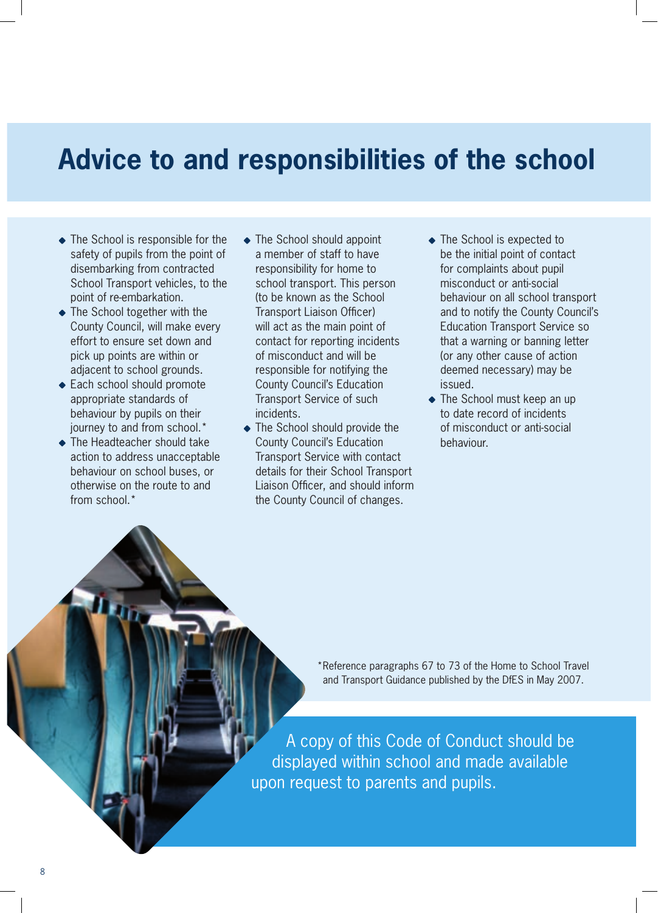# Advice to and responsibilities of the school

- The School is responsible for the safety of pupils from the point of disembarking from contracted School Transport vehicles, to the point of re-embarkation.
- The School together with the County Council, will make every effort to ensure set down and pick up points are within or adjacent to school grounds.
- Each school should promote appropriate standards of behaviour by pupils on their journey to and from school.*
- The Headteacher should take action to address unacceptable behaviour on school buses, or otherwise on the route to and from school.*
- The School should appoint a member of staff to have responsibility for home to school transport. This person (to be known as the School Transport Liaison Officer) will act as the main point of contact for reporting incidents of misconduct and will be responsible for notifying the County Council's Education Transport Service of such incidents.
- The School should provide the County Council's Education Transport Service with contact details for their School Transport Liaison Officer, and should inform the County Council of changes.
- The School is expected to be the initial point of contact for complaints about pupil misconduct or anti-social behaviour on all school transport and to notify the County Council's Education Transport Service so that a warning or banning letter (or any other cause of action deemed necessary) may be issued.
- The School must keep an up to date record of incidents of misconduct or anti-social behaviour.

*Reference paragraphs 67 to 73 of the Home to School Travel and Transport Guidance published by the DfES in May 2007.

A copy of this Code of Conduct should be displayed within school and made available upon request to parents and pupils.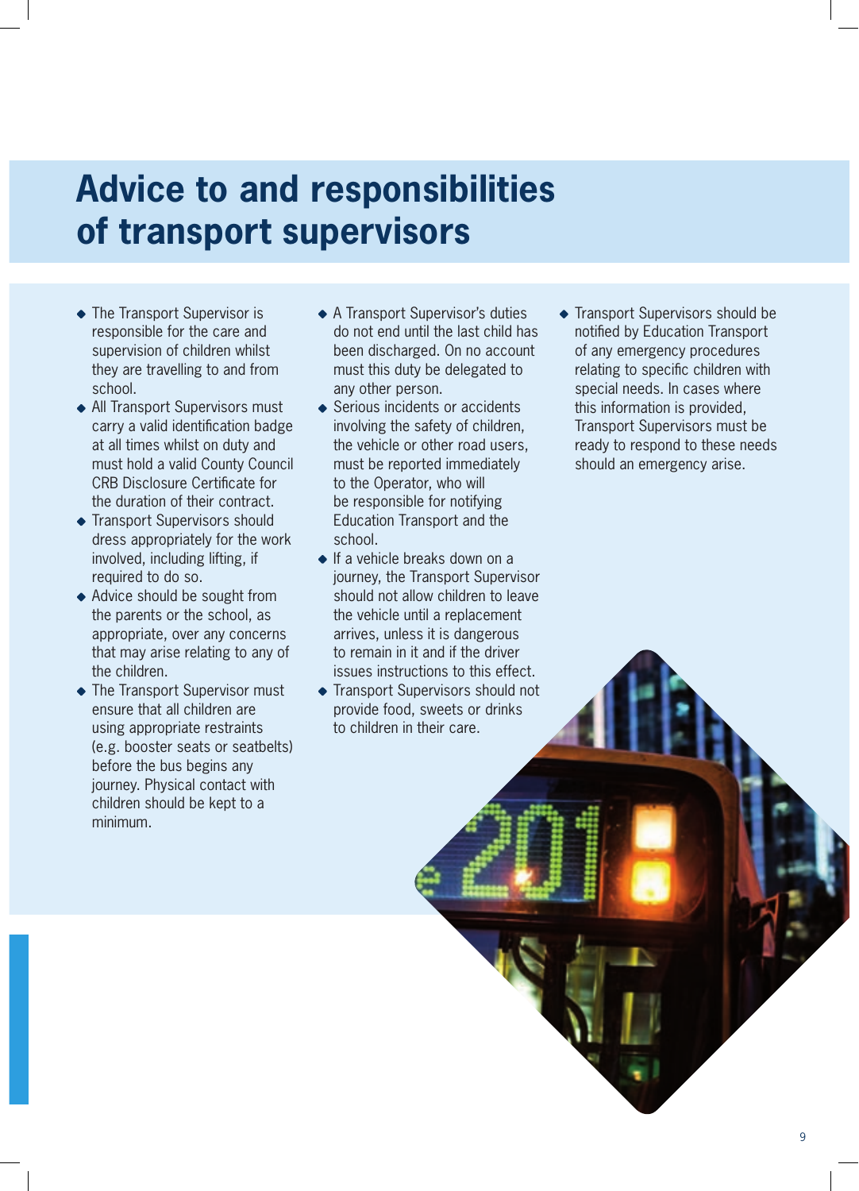# Advice to and responsibilities of transport supervisors

- The Transport Supervisor is responsible for the care and supervision of children whilst they are travelling to and from school.
- All Transport Supervisors must carry a valid identification badge at all times whilst on duty and must hold a valid County Council CRB Disclosure Certificate for the duration of their contract.
- Transport Supervisors should dress appropriately for the work involved, including lifting, if required to do so.
- Advice should be sought from the parents or the school, as appropriate, over any concerns that may arise relating to any of the children.
- The Transport Supervisor must ensure that all children are using appropriate restraints (e.g. booster seats or seatbelts) before the bus begins any journey. Physical contact with children should be kept to a minimum.
- A Transport Supervisor's duties do not end until the last child has been discharged. On no account must this duty be delegated to any other person.
- Serious incidents or accidents involving the safety of children, the vehicle or other road users, must be reported immediately to the Operator, who will be responsible for notifying Education Transport and the school.
- If a vehicle breaks down on a journey, the Transport Supervisor should not allow children to leave the vehicle until a replacement arrives, unless it is dangerous to remain in it and if the driver issues instructions to this effect.
- Transport Supervisors should not provide food, sweets or drinks to children in their care.
- Transport Supervisors should be notified by Education Transport of any emergency procedures relating to specific children with special needs. In cases where this information is provided, Transport Supervisors must be ready to respond to these needs should an emergency arise.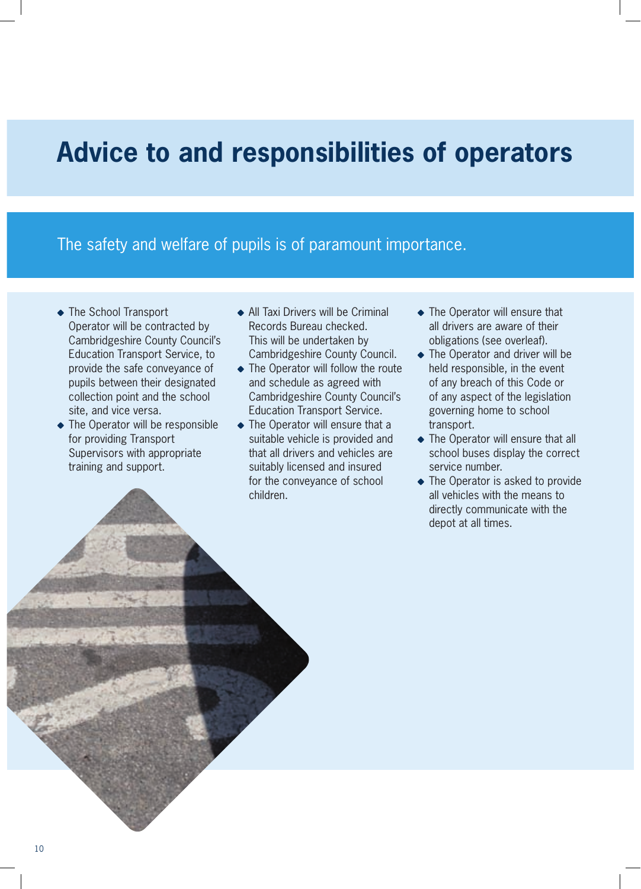# Advice to and responsibilities of operators

## The safety and welfare of pupils is of paramount importance.

- The School Transport Operator will be contracted by Cambridgeshire County Council's Education Transport Service, to provide the safe conveyance of pupils between their designated collection point and the school site, and vice versa.
- The Operator will be responsible for providing Transport Supervisors with appropriate training and support.
- All Taxi Drivers will be Criminal Records Bureau checked. This will be undertaken by Cambridgeshire County Council.
- The Operator will follow the route and schedule as agreed with Cambridgeshire County Council's Education Transport Service.
- The Operator will ensure that a suitable vehicle is provided and that all drivers and vehicles are suitably licensed and insured for the conveyance of school children.
- The Operator will ensure that all drivers are aware of their obligations (see overleaf).
- The Operator and driver will be held responsible, in the event of any breach of this Code or of any aspect of the legislation governing home to school transport.
- The Operator will ensure that all school buses display the correct service number.
- The Operator is asked to provide all vehicles with the means to directly communicate with the depot at all times.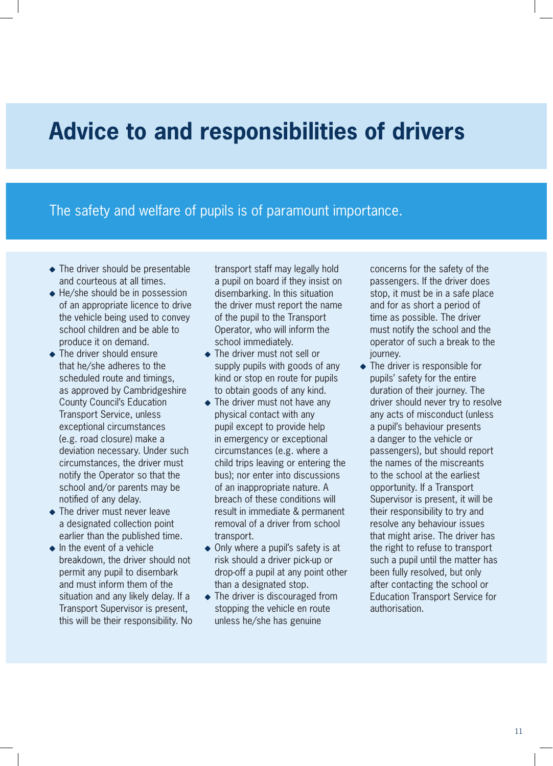# Advice to and responsibilities of drivers

The safety and welfare of pupils is of paramount importance.

- The driver should be presentable and courteous at all times.
- He/she should be in possession of an appropriate licence to drive the vehicle being used to convey school children and be able to produce it on demand.
- The driver should ensure that he/she adheres to the scheduled route and timings, as approved by Cambridgeshire County Council's Education Transport Service, unless exceptional circumstances (e.g. road closure) make a deviation necessary. Under such circumstances, the driver must notify the Operator so that the school and/or parents may be notified of any delay.
- The driver must never leave a designated collection point earlier than the published time.
- In the event of a vehicle breakdown, the driver should not permit any pupil to disembark and must inform them of the situation and any likely delay. If a Transport Supervisor is present, this will be their responsibility. No transport staff may legally hold a pupil on board if they insist on disembarking. In this situation the driver must report the name of the pupil to the Transport Operator, who will inform the school immediately.
- The driver must not sell or supply pupils with goods of any kind or stop en route for pupils to obtain goods of any kind.
- The driver must not have any physical contact with any pupil except to provide help in emergency or exceptional circumstances (e.g. where a child trips leaving or entering the bus); nor enter into discussions of an inappropriate nature. A breach of these conditions will result in immediate & permanent removal of a driver from school transport.
- Only where a pupil's safety is at risk should a driver pick-up or drop-off a pupil at any point other than a designated stop.
- The driver is discouraged from stopping the vehicle en route unless he/she has genuine concerns for the safety of the passengers. If the driver does stop, it must be in a safe place and for as short a period of time as possible. The driver must notify the school and the operator of such a break to the journey.
- The driver is responsible for pupils' safety for the entire duration of their journey. The driver should never try to resolve any acts of misconduct (unless a pupil's behaviour presents a danger to the vehicle or passengers), but should report the names of the miscreants to the school at the earliest opportunity. If a Transport Supervisor is present, it will be their responsibility to try and resolve any behaviour issues that might arise. The driver has the right to refuse to transport such a pupil until the matter has been fully resolved, but only after contacting the school or Education Transport Service for authorisation.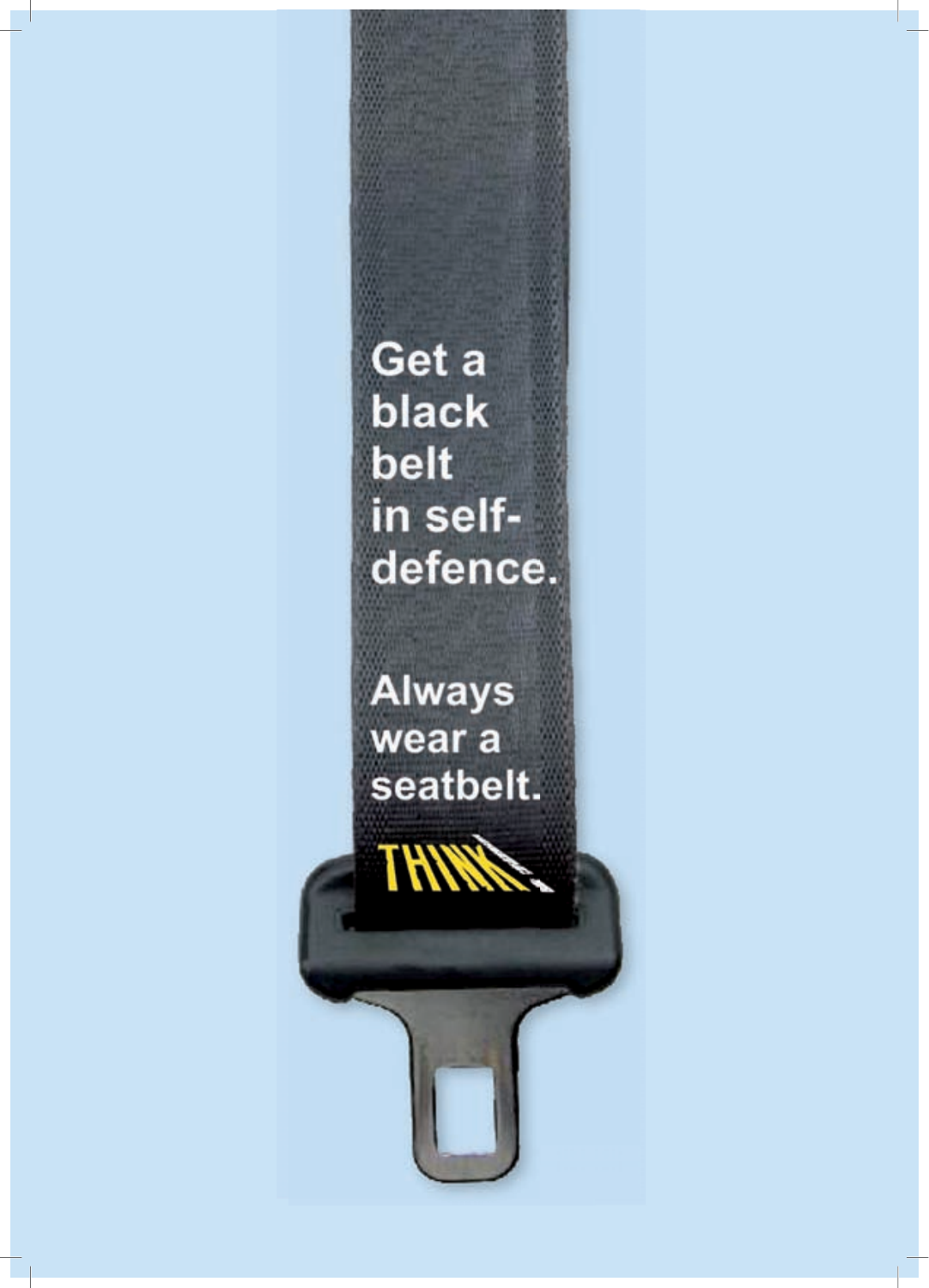Get a black belt in self-defence.

Always wear a seatbelt.

THINK!